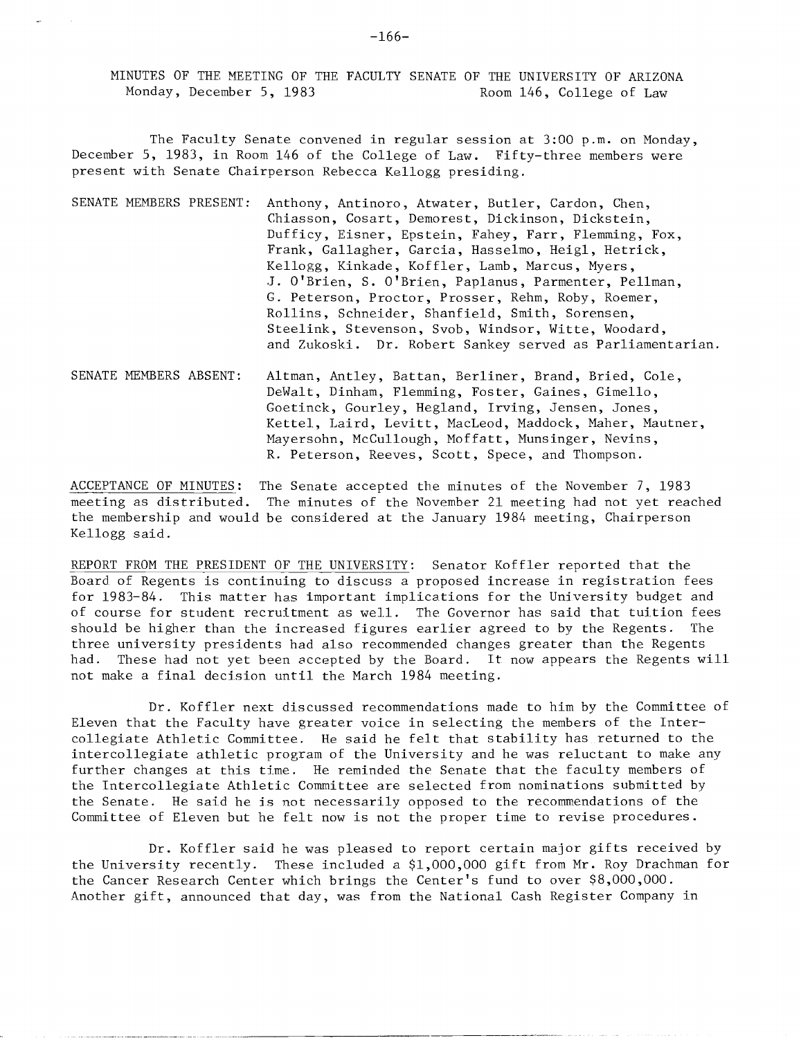MINUTES OF THE MEETING OF THE FACULTY SENATE OF THE UNIVERSITY OF ARIZONA
Monday, December 5, 1983 Room 146, College of Law

The Faculty Senate convened in regular session at 3:00 p.m. on Monday, December 5, 1983, in Room 146 of the College of Law. Fifty-three members were present with Senate Chairperson Rebecca Kellogg presiding.

SENATE MEMBERS PRESENT: Anthony, Antinoro, Atwater, Butler, Cardon, Chen, Chiasson, Cosart, Demorest, Dickinson, Dickstein, Dufficy, Eisner, Epstein, Fahey, Farr, Flemming, Fox, Frank, Gallagher, Garcia, Hasselmo, Heigl, Hetrick, Kellogg, Kinkade, Koffler, Lamb, Marcus, Myers, J. O'Brien, S. O'Brien, Paplanus, Parmenter, Pellman, G. Peterson, Proctor, Prosser, Rehm, Roby, Roemer, Rollins, Schneider, Shanfield, Smith, Sorensen, Steelink, Stevenson, Svob, Windsor, Witte, Woodard, and Zukoski. Dr. Robert Sankey served as Parliamentarian.

SENATE MEMBERS ABSENT: Altman, Antley, Battan, Berliner, Brand, Bried, Cole, DeWalt, Dinham, Flemming, Foster, Gaines, Gimello, Goetinck, Gourley, Hegland, Irving, Jensen, Jones, Kettel, Laird, Levitt, MacLeod, Maddock, Maher, Mautner, Mayersohn, McCullough, Moffatt, Munsinger, Nevins, R. Peterson, Reeves, Scott, Spece, and Thompson.

ACCEPTANCE OF MINUTES: The Senate accepted the minutes of the November 7, 1983 meeting as distributed. The minutes of the November 21 meeting had not yet reached the membership and would be considered at the January 1984 meeting, Chairperson Kellogg said.

REPORT FROM THE PRESIDENT OF THE UNIVERSITY: Senator Koffler reported that the Board of Regents is continuing to discuss a proposed increase in registration fees for 1983-84. This matter has important implications for the University budget and of course for student recruitment as well. The Governor has said that tuition fees should be higher than the increased figures earlier agreed to by the Regents. The three university presidents had also recommended changes greater than the Regents had. These had not yet been accepted by the Board. It now appears the Regents will not make a final decision until the March 1984 meeting.

Dr. Koffler next discussed recommendations made to him by the Committee of Eleven that the Faculty have greater voice in selecting the members of the Intercollegiate Athletic Committee. He said he felt that stability has returned to the intercollegiate athletic program of the University and he was reluctant to make any further changes at this time. He reminded the Senate that the faculty members of the Intercollegiate Athletic Committee are selected from nominations submitted by the Senate. He said he is not necessarily opposed to the recommendations of the Committee of Eleven but he felt now is not the proper time to revise procedures.

Dr. Koffler said he was pleased to report certain major gifts received by the University recently. These included a $1,000,000 gift from Mr. Roy Drachman for the Cancer Research Center which brings the Center's fund to over $8,000,000. Another gift, announced that day, was from the National Cash Register Company in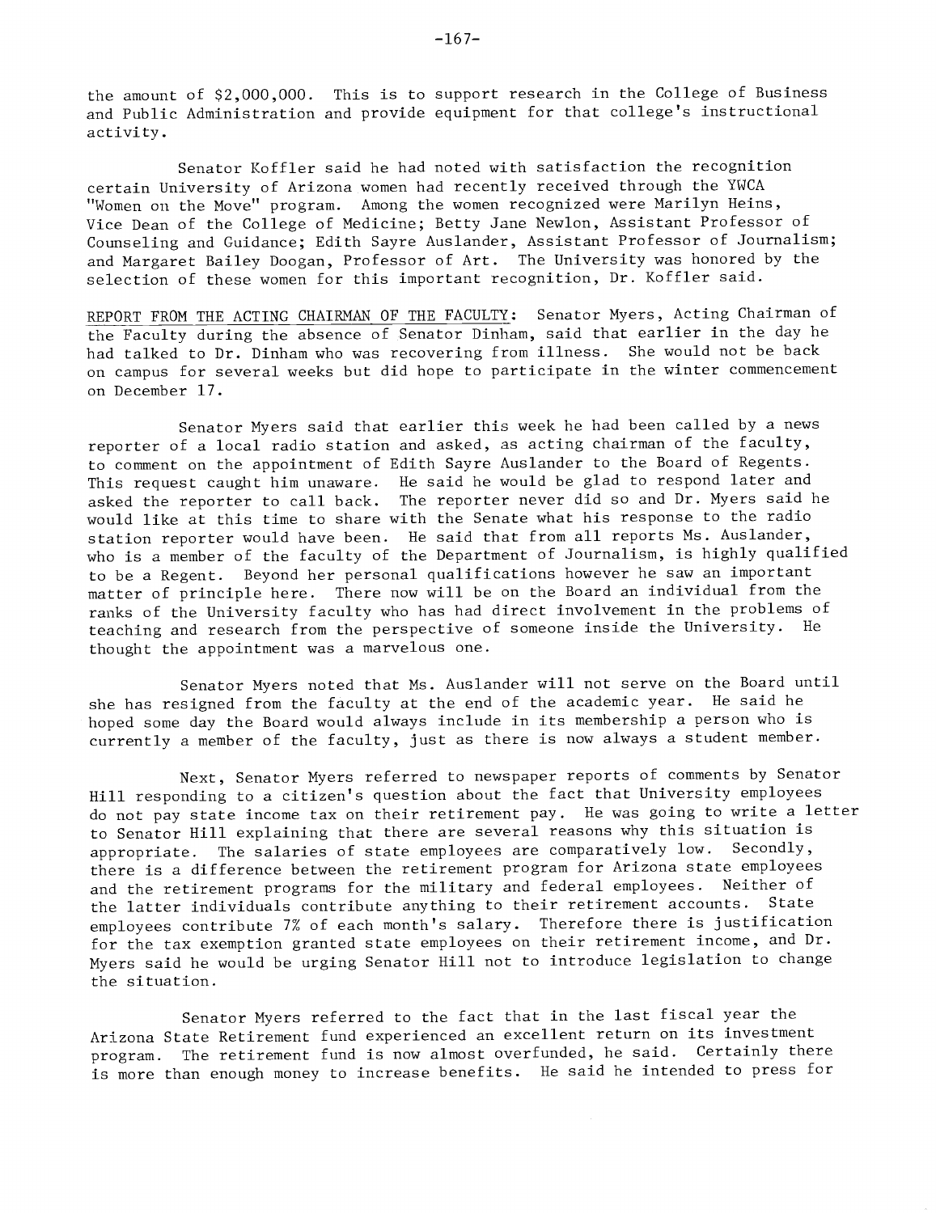the amount of $2,000,000. This is to support research in the College of Business and Public Administration and provide equipment for that college's instructional activity.

Senator Koffler said he had noted with satisfaction the recognition certain University of Arizona women had recently received through the YWCA "Women on the Move" program. Among the women recognized were Marilyn Heins, Vice Dean of the College of Medicine; Betty Jane Newlon, Assistant Professor of Counseling and Guidance; Edith Sayre Auslander, Assistant Professor of Journalism; and Margaret Bailey Doogan, Professor of Art. The University was honored by the selection of these women for this important recognition, Dr. Koffler said.

REPORT FROM THE ACTING CHAIRMAN OF THE FACULTY: Senator Myers, Acting Chairman of the Faculty during the absence of Senator Dinham, said that earlier in the day he had talked to Dr. Dinham who was recovering from illness. She would not be back on campus for several weeks but did hope to participate in the winter commencement on December 17.

Senator Myers said that earlier this week he had been called by a news reporter of a local radio station and asked, as acting chairman of the faculty, to comment on the appointment of Edith Sayre Auslander to the Board of Regents. This request caught him unaware. He said he would be glad to respond later and asked the reporter to call back. The reporter never did so and Dr. Myers said he would like at this time to share with the Senate what his response to the radio station reporter would have been. He said that from all reports Ms. Auslander, who is a member of the faculty of the Department of Journalism, is highly qualified to be a Regent. Beyond her personal qualifications however he saw an important matter of principle here. There now will be on the Board an individual from the ranks of the University faculty who has had direct involvement in the problems of teaching and research from the perspective of someone inside the University. He thought the appointment was a marvelous one.

Senator Myers noted that Ms. Auslander will not serve on the Board until she has resigned from the faculty at the end of the academic year. He said he hoped some day the Board would always include in its membership a person who is currently a member of the faculty, just as there is now always a student member.

Next, Senator Myers referred to newspaper reports of comments by Senator Hill responding to a citizen's question about the fact that University employees do not pay state income tax on their retirement pay. He was going to write a letter to Senator Hill explaining that there are several reasons why this situation is appropriate. The salaries of state employees are comparatively low. Secondly, there is a difference between the retirement program for Arizona state employees and the retirement programs for the military and federal employees. Neither of the latter individuals contribute anything to their retirement accounts. State employees contribute 7% of each month's salary. Therefore there is justification for the tax exemption granted state employees on their retirement income, and Dr. Myers said he would be urging Senator Hill not to introduce legislation to change the situation.

Senator Myers referred to the fact that in the last fiscal year the Arizona State Retirement fund experienced an excellent return on its investment program. The retirement fund is now almost overfunded, he said. Certainly there is more than enough money to increase benefits. He said he intended to press for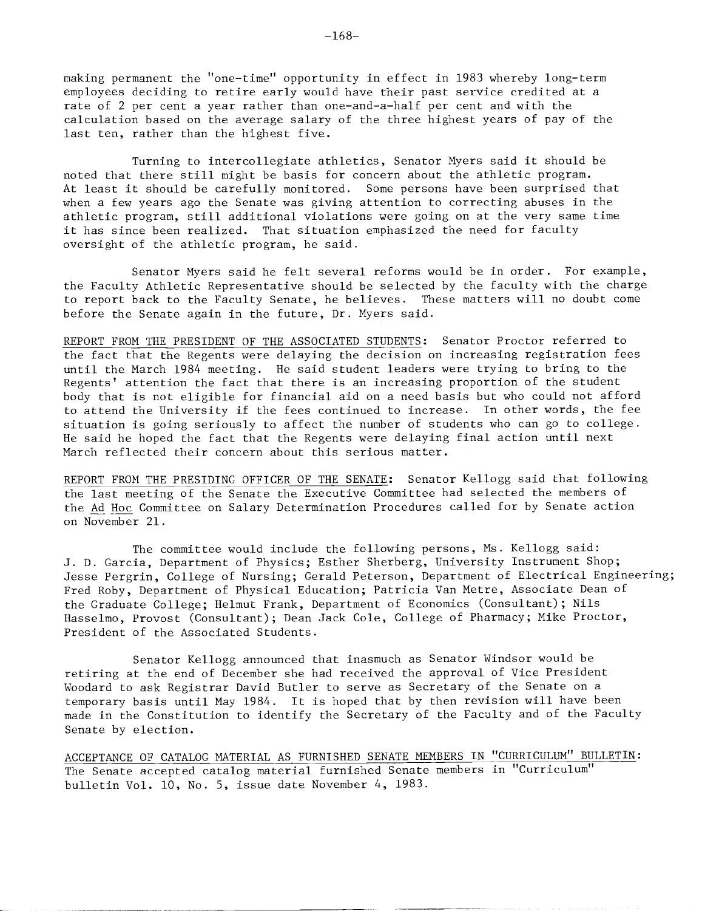making permanent the "one-time" opportunity in effect in 1983 whereby long-term employees deciding to retire early would have their past service credited at a rate of 2 per cent a year rather than one-and-a-half per cent and with the calculation based on the average salary of the three highest years of pay of the last ten, rather than the highest five.

Turning to intercollegiate athletics, Senator Myers said it should be noted that there still might be basis for concern about the athletic program. At least it should be carefully monitored. Some persons have been surprised that when a few years ago the Senate was giving attention to correcting abuses in the athletic program, still additional violations were going on at the very same time it has since been realized. That situation emphasized the need for faculty oversight of the athletic program, he said.

Senator Myers said he felt several reforms would be in order. For example, the Faculty Athletic Representative should be selected by the faculty with the charge to report back to the Faculty Senate, he believes. These matters will no doubt come before the Senate again in the future, Dr. Myers said.

REPORT FROM THE PRESIDENT OF THE ASSOCIATED STUDENTS: Senator Proctor referred to the fact that the Regents were delaying the decision on increasing registration fees until the March 1984 meeting. He said student leaders were trying to bring to the Regents' attention the fact that there is an increasing proportion of the student body that is not eligible for financial aid on a need basis but who could not afford to attend the University if the fees continued to increase. In other words, the fee situation is going seriously to affect the number of students who can go to college. He said he hoped the fact that the Regents were delaying final action until next March reflected their concern about this serious matter.

REPORT FROM THE PRESIDING OFFICER OF THE SENATE: Senator Kellogg said that following the last meeting of the Senate the Executive Committee had selected the members of the *Ad Hoc* Committee on Salary Determination Procedures called for by Senate action on November 21.

The committee would include the following persons, Ms. Kellogg said: J. D. Garcia, Department of Physics; Esther Sherberg, University Instrument Shop; Jesse Pergrin, College of Nursing; Gerald Peterson, Department of Electrical Engineering; Fred Roby, Department of Physical Education; Patricia Van Metre, Associate Dean of the Graduate College; Helmut Frank, Department of Economics (Consultant); Nils Hasselmo, Provost (Consultant); Dean Jack Cole, College of Pharmacy; Mike Proctor, President of the Associated Students.

Senator Kellogg announced that inasmuch as Senator Windsor would be retiring at the end of December she had received the approval of Vice President Woodard to ask Registrar David Butler to serve as Secretary of the Senate on a temporary basis until May 1984. It is hoped that by then revision will have been made in the Constitution to identify the Secretary of the Faculty and of the Faculty Senate by election.

ACCEPTANCE OF CATALOG MATERIAL AS FURNISHED SENATE MEMBERS IN "CURRICULUM" BULLETIN: The Senate accepted catalog material furnished Senate members in "Curriculum" bulletin Vol. 10, No. 5, issue date November 4, 1983.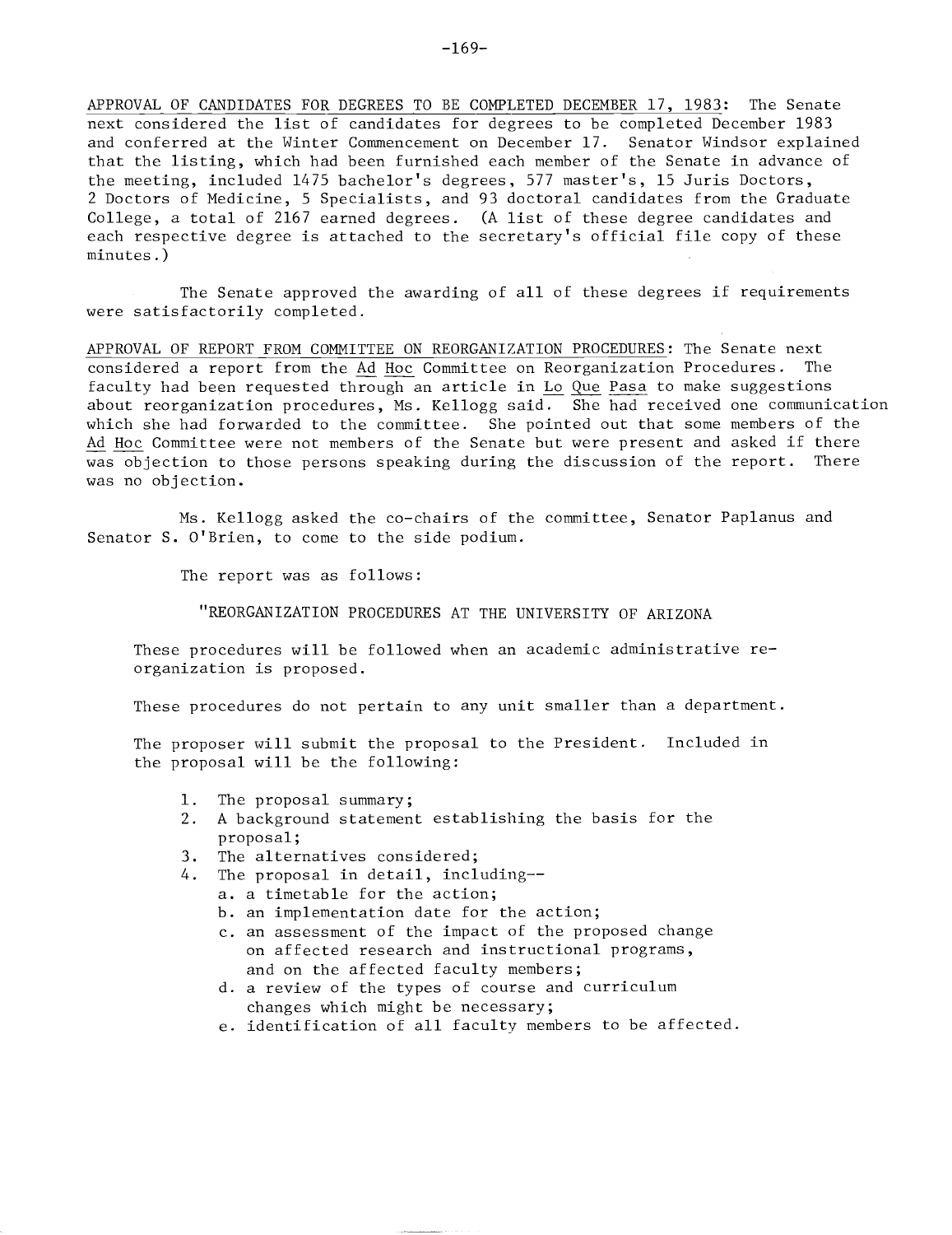APPROVAL OF CANDIDATES FOR DEGREES TO BE COMPLETED DECEMBER 17, 1983: The Senate next considered the list of candidates for degrees to be completed December 1983 and conferred at the Winter Commencement on December 17. Senator Windsor explained that the listing, which had been furnished each member of the Senate in advance of the meeting, included 1475 bachelor's degrees, 577 master's, 15 Juris Doctors, 2 Doctors of Medicine, 5 Specialists, and 93 doctoral candidates from the Graduate College, a total of 2167 earned degrees. (A list of these degree candidates and each respective degree is attached to the secretary's official file copy of these minutes.)

The Senate approved the awarding of all of these degrees if requirements were satisfactorily completed.

APPROVAL OF REPORT FROM COMMITTEE ON REORGANIZATION PROCEDURES: The Senate next considered a report from the Ad Hoc Committee on Reorganization Procedures. The faculty had been requested through an article in Lo Que Pasa to make suggestions about reorganization procedures, Ms. Kellogg said. She had received one communication which she had forwarded to the committee. She pointed out that some members of the Ad Hoc Committee were not members of the Senate but were present and asked if there was objection to those persons speaking during the discussion of the report. There was no objection.

Ms. Kellogg asked the co-chairs of the committee, Senator Paplanus and Senator S. O'Brien, to come to the side podium.

The report was as follows:

"REORGANIZATION PROCEDURES AT THE UNIVERSITY OF ARIZONA

These procedures will be followed when an academic administrative reorganization is proposed.

These procedures do not pertain to any unit smaller than a department.

The proposer will submit the proposal to the President. Included in the proposal will be the following:

1. The proposal summary;
2. A background statement establishing the basis for the proposal;
3. The alternatives considered;
4. The proposal in detail, including--
   a. a timetable for the action;
   b. an implementation date for the action;
   c. an assessment of the impact of the proposed change on affected research and instructional programs, and on the affected faculty members;
   d. a review of the types of course and curriculum changes which might be necessary;
   e. identification of all faculty members to be affected.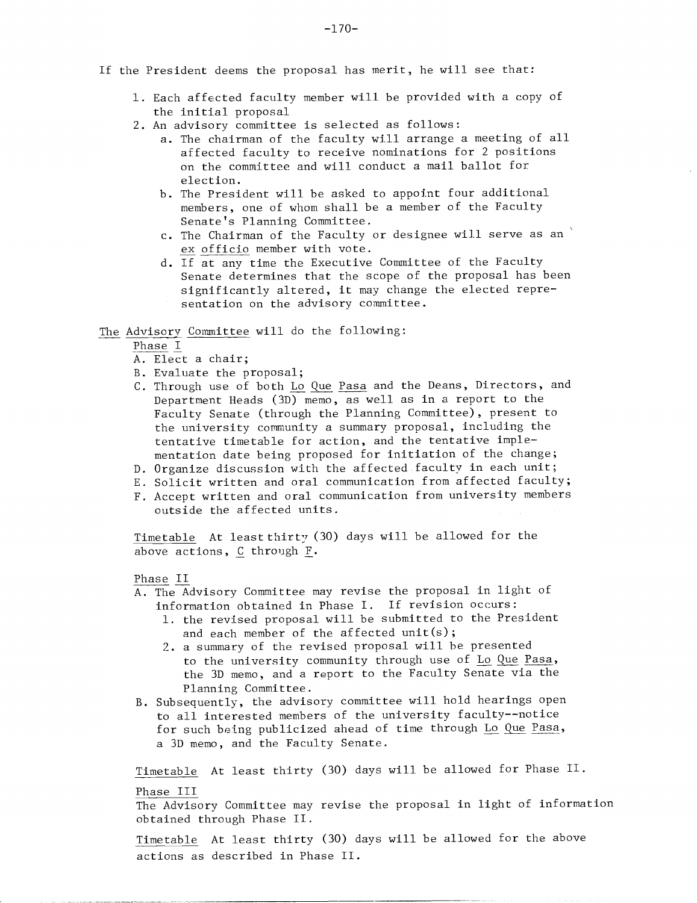If the President deems the proposal has merit, he will see that:

1. Each affected faculty member will be provided with a copy of the initial proposal
2. An advisory committee is selected as follows:
   a. The chairman of the faculty will arrange a meeting of all affected faculty to receive nominations for 2 positions on the committee and will conduct a mail ballot for election.
   b. The President will be asked to appoint four additional members, one of whom shall be a member of the Faculty Senate's Planning Committee.
   c. The Chairman of the Faculty or designee will serve as an *ex officio* member with vote.
   d. If at any time the Executive Committee of the Faculty Senate determines that the scope of the proposal has been significantly altered, it may change the elected representation on the advisory committee.

*The Advisory Committee* will do the following:

*Phase I*

A. Elect a chair;
B. Evaluate the proposal;
C. Through use of both *Lo Que Pasa* and the Deans, Directors, and Department Heads (3D) memo, as well as in a report to the Faculty Senate (through the Planning Committee), present to the university community a summary proposal, including the tentative timetable for action, and the tentative implementation date being proposed for initiation of the change;
D. Organize discussion with the affected faculty in each unit;
E. Solicit written and oral communication from affected faculty;
F. Accept written and oral communication from university members outside the affected units.

*Timetable* At least thirty (30) days will be allowed for the above actions, *C* through *F*.

*Phase II*

A. The Advisory Committee may revise the proposal in light of information obtained in Phase I. If revision occurs:
   1. the revised proposal will be submitted to the President and each member of the affected unit(s);
   2. a summary of the revised proposal will be presented to the university community through use of *Lo Que Pasa*, the 3D memo, and a report to the Faculty Senate via the Planning Committee.
B. Subsequently, the advisory committee will hold hearings open to all interested members of the university faculty--notice for such being publicized ahead of time through *Lo Que Pasa*, a 3D memo, and the Faculty Senate.

*Timetable* At least thirty (30) days will be allowed for Phase II.

*Phase III*

The Advisory Committee may revise the proposal in light of information obtained through Phase II.

*Timetable* At least thirty (30) days will be allowed for the above actions as described in Phase II.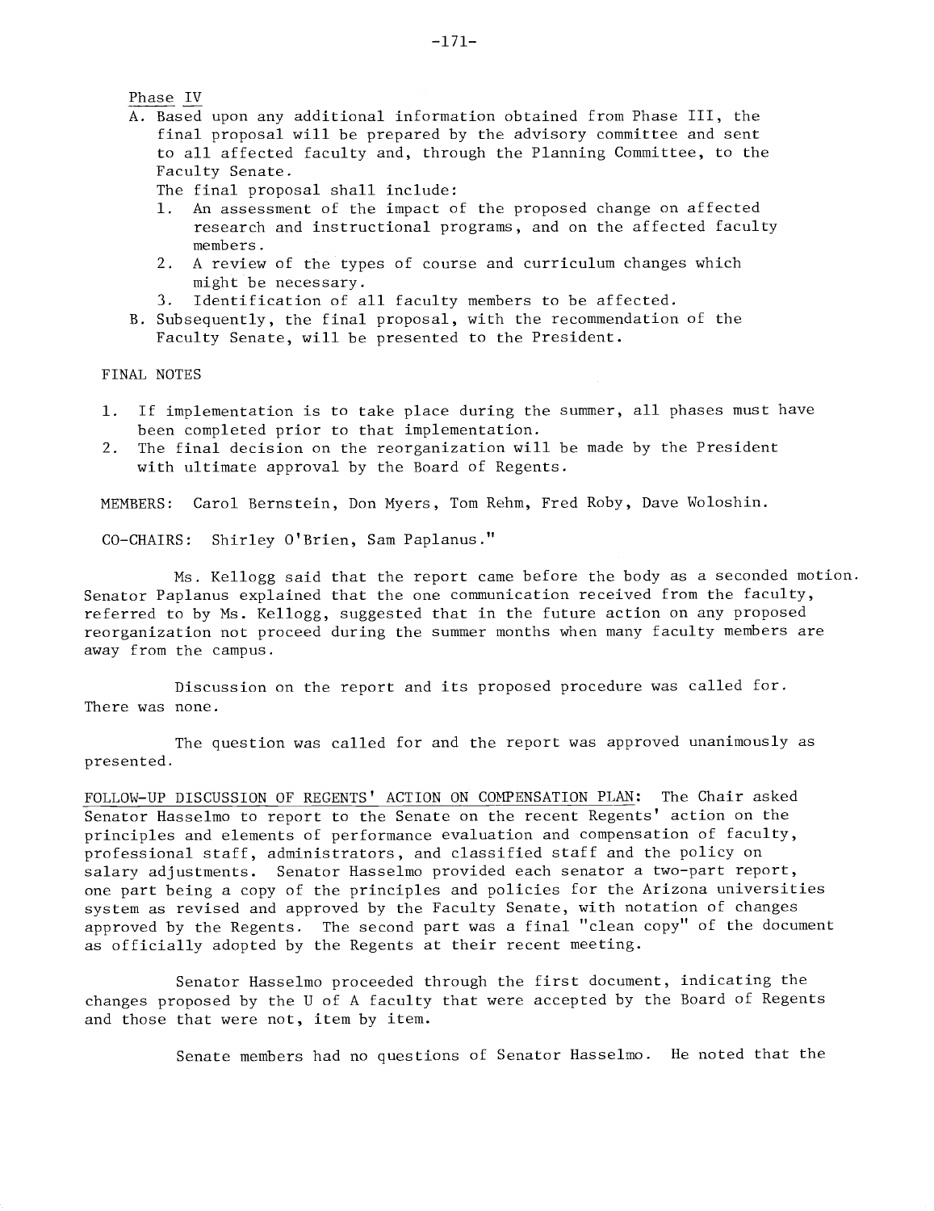Phase IV

A. Based upon any additional information obtained from Phase III, the final proposal will be prepared by the advisory committee and sent to all affected faculty and, through the Planning Committee, to the Faculty Senate.

   The final proposal shall include:

   1. An assessment of the impact of the proposed change on affected research and instructional programs, and on the affected faculty members.
   2. A review of the types of course and curriculum changes which might be necessary.
   3. Identification of all faculty members to be affected.

B. Subsequently, the final proposal, with the recommendation of the Faculty Senate, will be presented to the President.

FINAL NOTES

1. If implementation is to take place during the summer, all phases must have been completed prior to that implementation.
2. The final decision on the reorganization will be made by the President with ultimate approval by the Board of Regents.

MEMBERS: Carol Bernstein, Don Myers, Tom Rehm, Fred Roby, Dave Woloshin.

CO-CHAIRS: Shirley O'Brien, Sam Paplanus."

Ms. Kellogg said that the report came before the body as a seconded motion. Senator Paplanus explained that the one communication received from the faculty, referred to by Ms. Kellogg, suggested that in the future action on any proposed reorganization not proceed during the summer months when many faculty members are away from the campus.

Discussion on the report and its proposed procedure was called for. There was none.

The question was called for and the report was approved unanimously as presented.

FOLLOW-UP DISCUSSION OF REGENTS' ACTION ON COMPENSATION PLAN: The Chair asked Senator Hasselmo to report to the Senate on the recent Regents' action on the principles and elements of performance evaluation and compensation of faculty, professional staff, administrators, and classified staff and the policy on salary adjustments. Senator Hasselmo provided each senator a two-part report, one part being a copy of the principles and policies for the Arizona universities system as revised and approved by the Faculty Senate, with notation of changes approved by the Regents. The second part was a final "clean copy" of the document as officially adopted by the Regents at their recent meeting.

Senator Hasselmo proceeded through the first document, indicating the changes proposed by the U of A faculty that were accepted by the Board of Regents and those that were not, item by item.

Senate members had no questions of Senator Hasselmo. He noted that the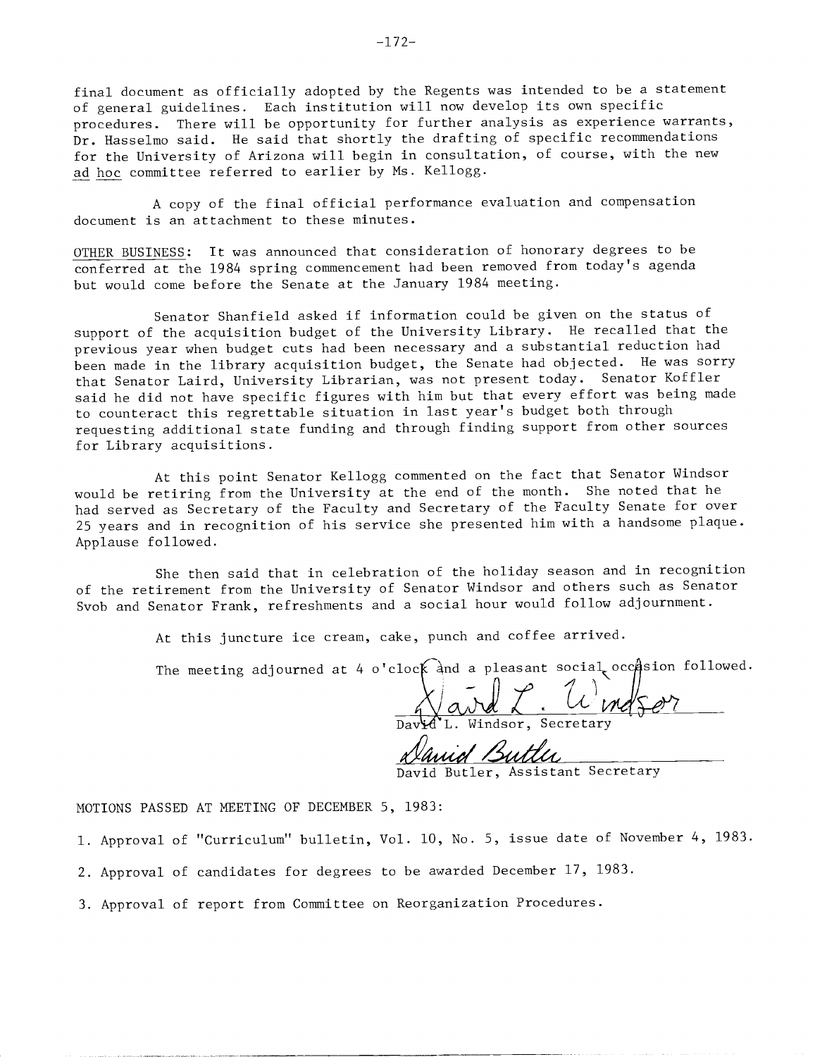final document as officially adopted by the Regents was intended to be a statement of general guidelines. Each institution will now develop its own specific procedures. There will be opportunity for further analysis as experience warrants, Dr. Hasselmo said. He said that shortly the drafting of specific recommendations for the University of Arizona will begin in consultation, of course, with the new *ad hoc* committee referred to earlier by Ms. Kellogg.

A copy of the final official performance evaluation and compensation document is an attachment to these minutes.

OTHER BUSINESS: It was announced that consideration of honorary degrees to be conferred at the 1984 spring commencement had been removed from today's agenda but would come before the Senate at the January 1984 meeting.

Senator Shanfield asked if information could be given on the status of support of the acquisition budget of the University Library. He recalled that the previous year when budget cuts had been necessary and a substantial reduction had been made in the library acquisition budget, the Senate had objected. He was sorry that Senator Laird, University Librarian, was not present today. Senator Koffler said he did not have specific figures with him but that every effort was being made to counteract this regrettable situation in last year's budget both through requesting additional state funding and through finding support from other sources for Library acquisitions.

At this point Senator Kellogg commented on the fact that Senator Windsor would be retiring from the University at the end of the month. She noted that he had served as Secretary of the Faculty and Secretary of the Faculty Senate for over 25 years and in recognition of his service she presented him with a handsome plaque. Applause followed.

She then said that in celebration of the holiday season and in recognition of the retirement from the University of Senator Windsor and others such as Senator Svob and Senator Frank, refreshments and a social hour would follow adjournment.

At this juncture ice cream, cake, punch and coffee arrived.

The meeting adjourned at 4 o'clock and a pleasant social occasion followed.

David L. Windsor, Secretary

David Butler, Assistant Secretary

MOTIONS PASSED AT MEETING OF DECEMBER 5, 1983:

1. Approval of "Curriculum" bulletin, Vol. 10, No. 5, issue date of November 4, 1983.
2. Approval of candidates for degrees to be awarded December 17, 1983.
3. Approval of report from Committee on Reorganization Procedures.